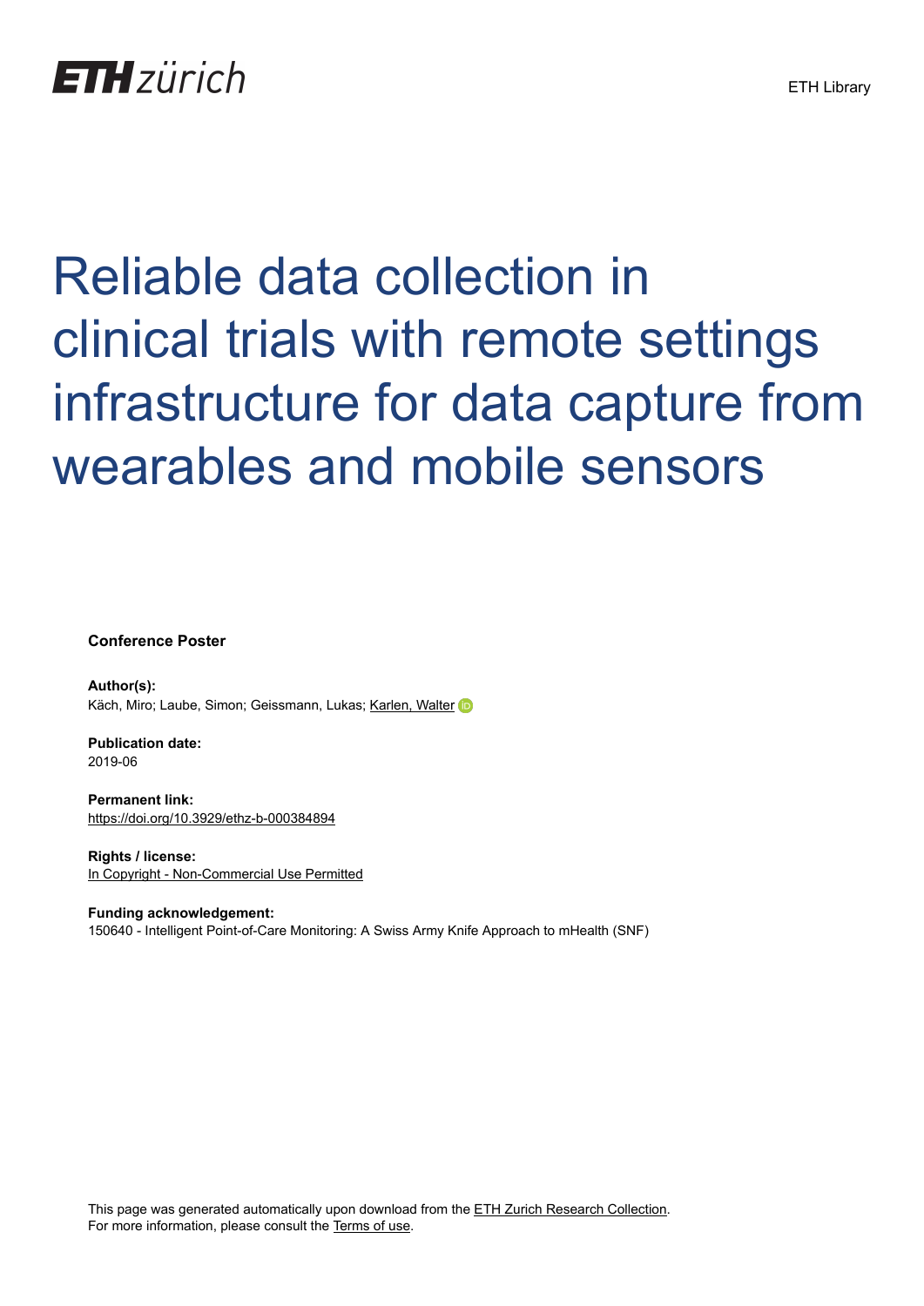ETH zürich

ETH Library

# Reliable data collection in clinical trials with remote settings infrastructure for data capture from wearables and mobile sensors

**Conference Poster**

**Author(s):**
Käch, Miro; Laube, Simon; Geissmann, Lukas; Karlen, Walter

**Publication date:**
2019-06

**Permanent link:**
https://doi.org/10.3929/ethz-b-000384894

**Rights / license:**
In Copyright - Non-Commercial Use Permitted

**Funding acknowledgement:**
150640 - Intelligent Point-of-Care Monitoring: A Swiss Army Knife Approach to mHealth (SNF)

This page was generated automatically upon download from the ETH Zurich Research Collection.
For more information, please consult the Terms of use.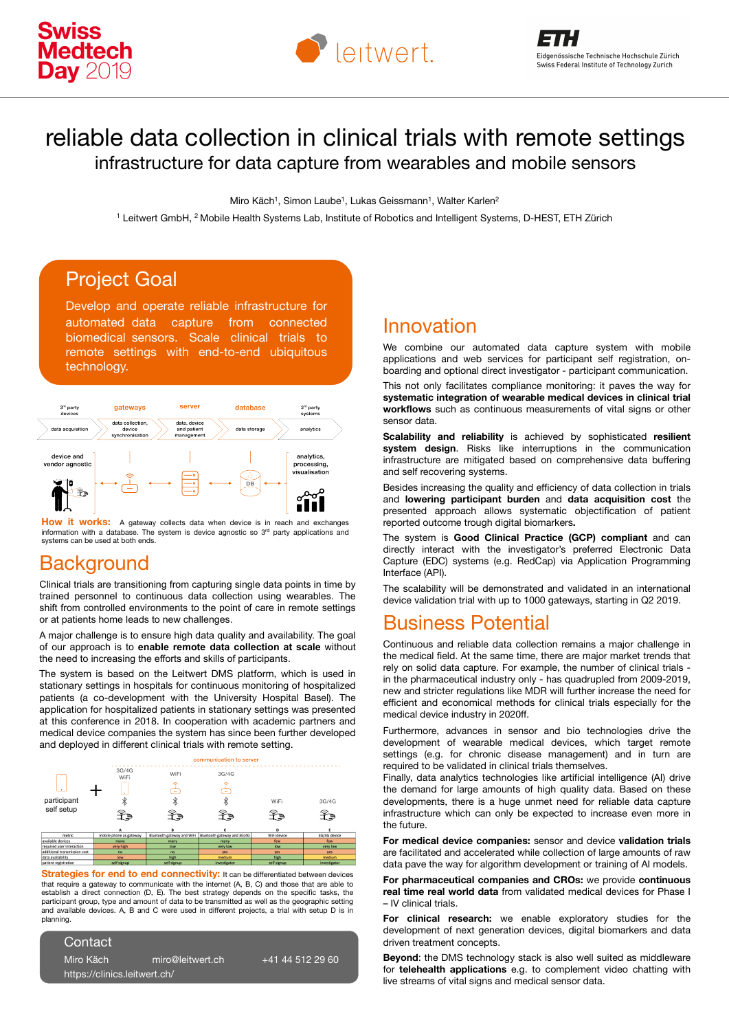Swiss Medtech Day 2019

leitwert.

ETH Eidgenössische Technische Hochschule Zürich Swiss Federal Institute of Technology Zurich

# reliable data collection in clinical trials with remote settings

## infrastructure for data capture from wearables and mobile sensors

Miro Käch[1], Simon Laube[1], Lukas Geissmann[1], Walter Karlen[2]

[1] Leitwert GmbH, [2] Mobile Health Systems Lab, Institute of Robotics and Intelligent Systems, D-HEST, ETH Zürich

## Project Goal

Develop and operate reliable infrastructure for automated data capture from connected biomedical sensors. Scale clinical trials to remote settings with end-to-end ubiquitous technology.

3rd party devices
gateways
server
database
3rd party systems
data acquisition
data collection, device synchronisation
data, device and patient management
data storage
analytics
device and vendor agnostic
analytics, processing, visualisation
DB

**How it works:** A gateway collects data when device is in reach and exchanges information with a database. The system is device agnostic so 3rd party applications and systems can be used at both ends.

## Background

Clinical trials are transitioning from capturing single data points in time by trained personnel to continuous data collection using wearables. The shift from controlled environments to the point of care in remote settings or at patients home leads to new challenges.

A major challenge is to ensure high data quality and availability. The goal of our approach is to **enable remote data collection at scale** without the need to increasing the efforts and skills of participants.

The system is based on the Leitwert DMS platform, which is used in stationary settings in hospitals for continuous monitoring of hospitalized patients (a co-development with the University Hospital Basel). The application for hospitalized patients in stationary settings was presented at this conference in 2018. In cooperation with academic partners and medical device companies the system has since been further developed and deployed in different clinical trials with remote setting.

communication to server

participant self setup

3G/4G WiFi
WiFi
3G/4G
WiFi
3G/4G

| metric | A | B | C | D | E |
|---|---|---|---|---|---|
| | mobile phone as gateway | Bluetooth gateway and WiFi | Bluetooth gateway and 3G/4G | WiFi device | 3G/4G device |
| available devices | many | many | many | few | few |
| required user interaction | very high | low | very low | low | very low |
| additional transmission cost | no | no | yes | no | yes |
| data availability | low | high | medium | high | medium |
| patient registration | self signup | self signup | investigator | self signup | investigator |

**Strategies for end to end connectivity:** It can be differentiated between devices that require a gateway to communicate with the internet (A, B, C) and those that are able to establish a direct connection (D, E). The best strategy depends on the specific tasks, the participant group, type and amount of data to be transmitted as well as the geographic setting and available devices. A, B and C were used in different projects, a trial with setup D is in planning.

## Contact

Miro Käch miro@leitwert.ch +41 44 512 29 60
https://clinics.leitwert.ch/

## Innovation

We combine our automated data capture system with mobile applications and web services for participant self registration, on-boarding and optional direct investigator - participant communication.

This not only facilitates compliance monitoring: it paves the way for **systematic integration of wearable medical devices in clinical trial workflows** such as continuous measurements of vital signs or other sensor data.

**Scalability and reliability** is achieved by sophisticated **resilient system design**. Risks like interruptions in the communication infrastructure are mitigated based on comprehensive data buffering and self recovering systems.

Besides increasing the quality and efficiency of data collection in trials and **lowering participant burden** and **data acquisition cost** the presented approach allows systematic objectification of patient reported outcome trough digital biomarkers**.**

The system is **Good Clinical Practice (GCP) compliant** and can directly interact with the investigator's preferred Electronic Data Capture (EDC) systems (e.g. RedCap) via Application Programming Interface (API).

The scalability will be demonstrated and validated in an international device validation trial with up to 1000 gateways, starting in Q2 2019.

## Business Potential

Continuous and reliable data collection remains a major challenge in the medical field. At the same time, there are major market trends that rely on solid data capture. For example, the number of clinical trials - in the pharmaceutical industry only - has quadrupled from 2009-2019, new and stricter regulations like MDR will further increase the need for efficient and economical methods for clinical trials especially for the medical device industry in 2020ff.

Furthermore, advances in sensor and bio technologies drive the development of wearable medical devices, which target remote settings (e.g. for chronic disease management) and in turn are required to be validated in clinical trials themselves.
Finally, data analytics technologies like artificial intelligence (AI) drive the demand for large amounts of high quality data. Based on these developments, there is a huge unmet need for reliable data capture infrastructure which can only be expected to increase even more in the future.

**For medical device companies:** sensor and device **validation trials** are facilitated and accelerated while collection of large amounts of raw data pave the way for algorithm development or training of AI models.

**For pharmaceutical companies and CROs:** we provide **continuous real time real world data** from validated medical devices for Phase I – IV clinical trials.

**For clinical research:** we enable exploratory studies for the development of next generation devices, digital biomarkers and data driven treatment concepts.

**Beyond**: the DMS technology stack is also well suited as middleware for **telehealth applications** e.g. to complement video chatting with live streams of vital signs and medical sensor data.